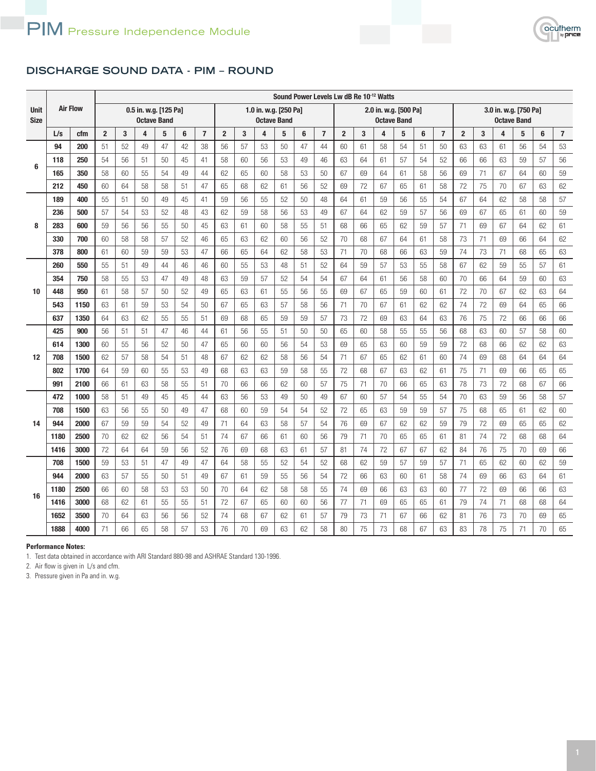# PIM Pressure Independence Module

## DISCHARGE SOUND DATA - PIM – ROUND

| Unit Size | Air Flow | | Sound Power Levels Lw dB Re $10^{-12}$ Watts | | | | | | | | | | | | | | | | | | | | | | | |
|---|---|---|---|---|---|---|---|---|---|---|---|---|---|---|---|---|---|---|---|---|---|---|---|---|---|---|
| | | | 0.5 in. w.g. [125 Pa] Octave Band | | | | | | 1.0 in. w.g. [250 Pa] Octave Band | | | | | | 2.0 in. w.g. [500 Pa] Octave Band | | | | | | 3.0 in. w.g. [750 Pa] Octave Band | | | | | |
| | L/s | cfm | 2 | 3 | 4 | 5 | 6 | 7 | 2 | 3 | 4 | 5 | 6 | 7 | 2 | 3 | 4 | 5 | 6 | 7 | 2 | 3 | 4 | 5 | 6 | 7 |
| 6 | 94 | 200 | 51 | 52 | 49 | 47 | 42 | 38 | 56 | 57 | 53 | 50 | 47 | 44 | 60 | 61 | 58 | 54 | 51 | 50 | 63 | 63 | 61 | 56 | 54 | 53 |
| | 118 | 250 | 54 | 56 | 51 | 50 | 45 | 41 | 58 | 60 | 56 | 53 | 49 | 46 | 63 | 64 | 61 | 57 | 54 | 52 | 66 | 66 | 63 | 59 | 57 | 56 |
| | 165 | 350 | 58 | 60 | 55 | 54 | 49 | 44 | 62 | 65 | 60 | 58 | 53 | 50 | 67 | 69 | 64 | 61 | 58 | 56 | 69 | 71 | 67 | 64 | 60 | 59 |
| | 212 | 450 | 60 | 64 | 58 | 58 | 51 | 47 | 65 | 68 | 62 | 61 | 56 | 52 | 69 | 72 | 67 | 65 | 61 | 58 | 72 | 75 | 70 | 67 | 63 | 62 |
| 8 | 189 | 400 | 55 | 51 | 50 | 49 | 45 | 41 | 59 | 56 | 55 | 52 | 50 | 48 | 64 | 61 | 59 | 56 | 55 | 54 | 67 | 64 | 62 | 58 | 58 | 57 |
| | 236 | 500 | 57 | 54 | 53 | 52 | 48 | 43 | 62 | 59 | 58 | 56 | 53 | 49 | 67 | 64 | 62 | 59 | 57 | 56 | 69 | 67 | 65 | 61 | 60 | 59 |
| | 283 | 600 | 59 | 56 | 56 | 55 | 50 | 45 | 63 | 61 | 60 | 58 | 55 | 51 | 68 | 66 | 65 | 62 | 59 | 57 | 71 | 69 | 67 | 64 | 62 | 61 |
| | 330 | 700 | 60 | 58 | 58 | 57 | 52 | 46 | 65 | 63 | 62 | 60 | 56 | 52 | 70 | 68 | 67 | 64 | 61 | 58 | 73 | 71 | 69 | 66 | 64 | 62 |
| | 378 | 800 | 61 | 60 | 59 | 59 | 53 | 47 | 66 | 65 | 64 | 62 | 58 | 53 | 71 | 70 | 68 | 66 | 63 | 59 | 74 | 73 | 71 | 68 | 65 | 63 |
| 10 | 260 | 550 | 55 | 51 | 49 | 44 | 46 | 46 | 60 | 55 | 53 | 48 | 51 | 52 | 64 | 59 | 57 | 53 | 55 | 58 | 67 | 62 | 59 | 55 | 57 | 61 |
| | 354 | 750 | 58 | 55 | 53 | 47 | 49 | 48 | 63 | 59 | 57 | 52 | 54 | 54 | 67 | 64 | 61 | 56 | 58 | 60 | 70 | 66 | 64 | 59 | 60 | 63 |
| | 448 | 950 | 61 | 58 | 57 | 50 | 52 | 49 | 65 | 63 | 61 | 55 | 56 | 55 | 69 | 67 | 65 | 59 | 60 | 61 | 72 | 70 | 67 | 62 | 63 | 64 |
| | 543 | 1150 | 63 | 61 | 59 | 53 | 54 | 50 | 67 | 65 | 63 | 57 | 58 | 56 | 71 | 70 | 67 | 61 | 62 | 62 | 74 | 72 | 69 | 64 | 65 | 66 |
| | 637 | 1350 | 64 | 63 | 62 | 55 | 55 | 51 | 69 | 68 | 65 | 59 | 59 | 57 | 73 | 72 | 69 | 63 | 64 | 63 | 76 | 75 | 72 | 66 | 66 | 66 |
| 12 | 425 | 900 | 56 | 51 | 51 | 47 | 46 | 44 | 61 | 56 | 55 | 51 | 50 | 50 | 65 | 60 | 58 | 55 | 55 | 56 | 68 | 63 | 60 | 57 | 58 | 60 |
| | 614 | 1300 | 60 | 55 | 56 | 52 | 50 | 47 | 65 | 60 | 60 | 56 | 54 | 53 | 69 | 65 | 63 | 60 | 59 | 59 | 72 | 68 | 66 | 62 | 62 | 63 |
| | 708 | 1500 | 62 | 57 | 58 | 54 | 51 | 48 | 67 | 62 | 62 | 58 | 56 | 54 | 71 | 67 | 65 | 62 | 61 | 60 | 74 | 69 | 68 | 64 | 64 | 64 |
| | 802 | 1700 | 64 | 59 | 60 | 55 | 53 | 49 | 68 | 63 | 63 | 59 | 58 | 55 | 72 | 68 | 67 | 63 | 62 | 61 | 75 | 71 | 69 | 66 | 65 | 65 |
| | 991 | 2100 | 66 | 61 | 63 | 58 | 55 | 51 | 70 | 66 | 66 | 62 | 60 | 57 | 75 | 71 | 70 | 66 | 65 | 63 | 78 | 73 | 72 | 68 | 67 | 66 |
| 14 | 472 | 1000 | 58 | 51 | 49 | 45 | 45 | 44 | 63 | 56 | 53 | 49 | 50 | 49 | 67 | 60 | 57 | 54 | 55 | 54 | 70 | 63 | 59 | 56 | 58 | 57 |
| | 708 | 1500 | 63 | 56 | 55 | 50 | 49 | 47 | 68 | 60 | 59 | 54 | 54 | 52 | 72 | 65 | 63 | 59 | 59 | 57 | 75 | 68 | 65 | 61 | 62 | 60 |
| | 944 | 2000 | 67 | 59 | 59 | 54 | 52 | 49 | 71 | 64 | 63 | 58 | 57 | 54 | 76 | 69 | 67 | 62 | 62 | 59 | 79 | 72 | 69 | 65 | 65 | 62 |
| | 1180 | 2500 | 70 | 62 | 62 | 56 | 54 | 51 | 74 | 67 | 66 | 61 | 60 | 56 | 79 | 71 | 70 | 65 | 65 | 61 | 81 | 74 | 72 | 68 | 68 | 64 |
| | 1416 | 3000 | 72 | 64 | 64 | 59 | 56 | 52 | 76 | 69 | 68 | 63 | 61 | 57 | 81 | 74 | 72 | 67 | 67 | 62 | 84 | 76 | 75 | 70 | 69 | 66 |
| 16 | 708 | 1500 | 59 | 53 | 51 | 47 | 49 | 47 | 64 | 58 | 55 | 52 | 54 | 52 | 68 | 62 | 59 | 57 | 59 | 57 | 71 | 65 | 62 | 60 | 62 | 59 |
| | 944 | 2000 | 63 | 57 | 55 | 50 | 51 | 49 | 67 | 61 | 59 | 55 | 56 | 54 | 72 | 66 | 63 | 60 | 61 | 58 | 74 | 69 | 66 | 63 | 64 | 61 |
| | 1180 | 2500 | 66 | 60 | 58 | 53 | 53 | 50 | 70 | 64 | 62 | 58 | 58 | 55 | 74 | 69 | 66 | 63 | 63 | 60 | 77 | 72 | 69 | 66 | 66 | 63 |
| | 1416 | 3000 | 68 | 62 | 61 | 55 | 55 | 51 | 72 | 67 | 65 | 60 | 60 | 56 | 77 | 71 | 69 | 65 | 65 | 61 | 79 | 74 | 71 | 68 | 68 | 64 |
| | 1652 | 3500 | 70 | 64 | 63 | 56 | 56 | 52 | 74 | 68 | 67 | 62 | 61 | 57 | 79 | 73 | 71 | 67 | 66 | 62 | 81 | 76 | 73 | 70 | 69 | 65 |
| | 1888 | 4000 | 71 | 66 | 65 | 58 | 57 | 53 | 76 | 70 | 69 | 63 | 62 | 58 | 80 | 75 | 73 | 68 | 67 | 63 | 83 | 78 | 75 | 71 | 70 | 65 |

**Performance Notes:**

1. Test data obtained in accordance with ARI Standard 880-98 and ASHRAE Standard 130-1996.
2. Air flow is given in L/s and cfm.
3. Pressure given in Pa and in. w.g.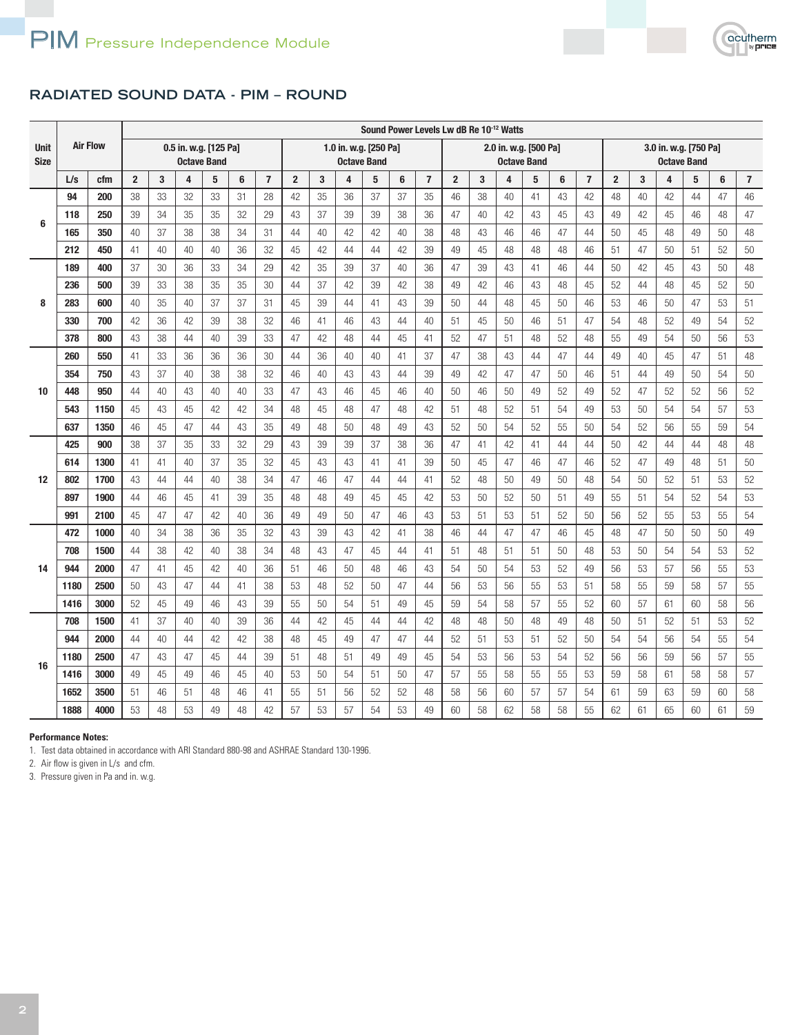## RADIATED SOUND DATA - PIM – ROUND

| Unit Size | Air Flow | | Sound Power Levels Lw dB Re $10^{-12}$ Watts | | | | | | | | | | | | | | | | | | | | | | | |
|---|---|---|---|---|---|---|---|---|---|---|---|---|---|---|---|---|---|---|---|---|---|---|---|---|---|---|
| | | | 0.5 in. w.g. [125 Pa] Octave Band | | | | | | 1.0 in. w.g. [250 Pa] Octave Band | | | | | | 2.0 in. w.g. [500 Pa] Octave Band | | | | | | 3.0 in. w.g. [750 Pa] Octave Band | | | | | |
| | L/s | cfm | 2 | 3 | 4 | 5 | 6 | 7 | 2 | 3 | 4 | 5 | 6 | 7 | 2 | 3 | 4 | 5 | 6 | 7 | 2 | 3 | 4 | 5 | 6 | 7 |
| 6 | 94 | 200 | 38 | 33 | 32 | 33 | 31 | 28 | 42 | 35 | 36 | 37 | 37 | 35 | 46 | 38 | 40 | 41 | 43 | 42 | 48 | 40 | 42 | 44 | 47 | 46 |
| | 118 | 250 | 39 | 34 | 35 | 35 | 32 | 29 | 43 | 37 | 39 | 39 | 38 | 36 | 47 | 40 | 42 | 43 | 45 | 43 | 49 | 42 | 45 | 46 | 48 | 47 |
| | 165 | 350 | 40 | 37 | 38 | 38 | 34 | 31 | 44 | 40 | 42 | 42 | 40 | 38 | 48 | 43 | 46 | 46 | 47 | 44 | 50 | 45 | 48 | 49 | 50 | 48 |
| | 212 | 450 | 41 | 40 | 40 | 40 | 36 | 32 | 45 | 42 | 44 | 44 | 42 | 39 | 49 | 45 | 48 | 48 | 48 | 46 | 51 | 47 | 50 | 51 | 52 | 50 |
| 8 | 189 | 400 | 37 | 30 | 36 | 33 | 34 | 29 | 42 | 35 | 39 | 37 | 40 | 36 | 47 | 39 | 43 | 41 | 46 | 44 | 50 | 42 | 45 | 43 | 50 | 48 |
| | 236 | 500 | 39 | 33 | 38 | 35 | 35 | 30 | 44 | 37 | 42 | 39 | 42 | 38 | 49 | 42 | 46 | 43 | 48 | 45 | 52 | 44 | 48 | 45 | 52 | 50 |
| | 283 | 600 | 40 | 35 | 40 | 37 | 37 | 31 | 45 | 39 | 44 | 41 | 43 | 39 | 50 | 44 | 48 | 45 | 50 | 46 | 53 | 46 | 50 | 47 | 53 | 51 |
| | 330 | 700 | 42 | 36 | 42 | 39 | 38 | 32 | 46 | 41 | 46 | 43 | 44 | 40 | 51 | 45 | 50 | 46 | 51 | 47 | 54 | 48 | 52 | 49 | 54 | 52 |
| | 378 | 800 | 43 | 38 | 44 | 40 | 39 | 33 | 47 | 42 | 48 | 44 | 45 | 41 | 52 | 47 | 51 | 48 | 52 | 48 | 55 | 49 | 54 | 50 | 56 | 53 |
| 10 | 260 | 550 | 41 | 33 | 36 | 36 | 36 | 30 | 44 | 36 | 40 | 40 | 41 | 37 | 47 | 38 | 43 | 44 | 47 | 44 | 49 | 40 | 45 | 47 | 51 | 48 |
| | 354 | 750 | 43 | 37 | 40 | 38 | 38 | 32 | 46 | 40 | 43 | 43 | 44 | 39 | 49 | 42 | 47 | 47 | 50 | 46 | 51 | 44 | 49 | 50 | 54 | 50 |
| | 448 | 950 | 44 | 40 | 43 | 40 | 40 | 33 | 47 | 43 | 46 | 45 | 46 | 40 | 50 | 46 | 50 | 49 | 52 | 49 | 52 | 47 | 52 | 52 | 56 | 52 |
| | 543 | 1150 | 45 | 43 | 45 | 42 | 42 | 34 | 48 | 45 | 48 | 47 | 48 | 42 | 51 | 48 | 52 | 51 | 54 | 49 | 53 | 50 | 54 | 54 | 57 | 53 |
| | 637 | 1350 | 46 | 45 | 47 | 44 | 43 | 35 | 49 | 48 | 50 | 48 | 49 | 43 | 52 | 50 | 54 | 52 | 55 | 50 | 54 | 52 | 56 | 55 | 59 | 54 |
| 12 | 425 | 900 | 38 | 37 | 35 | 33 | 32 | 29 | 43 | 39 | 39 | 37 | 38 | 36 | 47 | 41 | 42 | 41 | 44 | 44 | 50 | 42 | 44 | 44 | 48 | 48 |
| | 614 | 1300 | 41 | 41 | 40 | 37 | 35 | 32 | 45 | 43 | 43 | 41 | 41 | 39 | 50 | 45 | 47 | 46 | 47 | 46 | 52 | 47 | 49 | 48 | 51 | 50 |
| | 802 | 1700 | 43 | 44 | 44 | 40 | 38 | 34 | 47 | 46 | 47 | 44 | 44 | 41 | 52 | 48 | 50 | 49 | 50 | 48 | 54 | 50 | 52 | 51 | 53 | 52 |
| | 897 | 1900 | 44 | 46 | 45 | 41 | 39 | 35 | 48 | 48 | 49 | 45 | 45 | 42 | 53 | 50 | 52 | 50 | 51 | 49 | 55 | 51 | 54 | 52 | 54 | 53 |
| | 991 | 2100 | 45 | 47 | 47 | 42 | 40 | 36 | 49 | 49 | 50 | 47 | 46 | 43 | 53 | 51 | 53 | 51 | 52 | 50 | 56 | 52 | 55 | 53 | 55 | 54 |
| 14 | 472 | 1000 | 40 | 34 | 38 | 36 | 35 | 32 | 43 | 39 | 43 | 42 | 41 | 38 | 46 | 44 | 47 | 47 | 46 | 45 | 48 | 47 | 50 | 50 | 50 | 49 |
| | 708 | 1500 | 44 | 38 | 42 | 40 | 38 | 34 | 48 | 43 | 47 | 45 | 44 | 41 | 51 | 48 | 51 | 51 | 50 | 48 | 53 | 50 | 54 | 54 | 53 | 52 |
| | 944 | 2000 | 47 | 41 | 45 | 42 | 40 | 36 | 51 | 46 | 50 | 48 | 46 | 43 | 54 | 50 | 54 | 53 | 52 | 49 | 56 | 53 | 57 | 56 | 55 | 53 |
| | 1180 | 2500 | 50 | 43 | 47 | 44 | 41 | 38 | 53 | 48 | 52 | 50 | 47 | 44 | 56 | 53 | 56 | 55 | 53 | 51 | 58 | 55 | 59 | 58 | 57 | 55 |
| | 1416 | 3000 | 52 | 45 | 49 | 46 | 43 | 39 | 55 | 50 | 54 | 51 | 49 | 45 | 59 | 54 | 58 | 57 | 55 | 52 | 60 | 57 | 61 | 60 | 58 | 56 |
| 16 | 708 | 1500 | 41 | 37 | 40 | 40 | 39 | 36 | 44 | 42 | 45 | 44 | 44 | 42 | 48 | 48 | 50 | 48 | 49 | 48 | 50 | 51 | 52 | 51 | 53 | 52 |
| | 944 | 2000 | 44 | 40 | 44 | 42 | 42 | 38 | 48 | 45 | 49 | 47 | 47 | 44 | 52 | 51 | 53 | 51 | 52 | 50 | 54 | 54 | 56 | 54 | 55 | 54 |
| | 1180 | 2500 | 47 | 43 | 47 | 45 | 44 | 39 | 51 | 48 | 51 | 49 | 49 | 45 | 54 | 53 | 56 | 53 | 54 | 52 | 56 | 56 | 59 | 56 | 57 | 55 |
| | 1416 | 3000 | 49 | 45 | 49 | 46 | 45 | 40 | 53 | 50 | 54 | 51 | 50 | 47 | 57 | 55 | 58 | 55 | 55 | 53 | 59 | 58 | 61 | 58 | 58 | 57 |
| | 1652 | 3500 | 51 | 46 | 51 | 48 | 46 | 41 | 55 | 51 | 56 | 52 | 52 | 48 | 58 | 56 | 60 | 57 | 57 | 54 | 61 | 59 | 63 | 59 | 60 | 58 |
| | 1888 | 4000 | 53 | 48 | 53 | 49 | 48 | 42 | 57 | 53 | 57 | 54 | 53 | 49 | 60 | 58 | 62 | 58 | 58 | 55 | 62 | 61 | 65 | 60 | 61 | 59 |

**Performance Notes:**

1. Test data obtained in accordance with ARI Standard 880-98 and ASHRAE Standard 130-1996.
2. Air flow is given in L/s and cfm.
3. Pressure given in Pa and in. w.g.